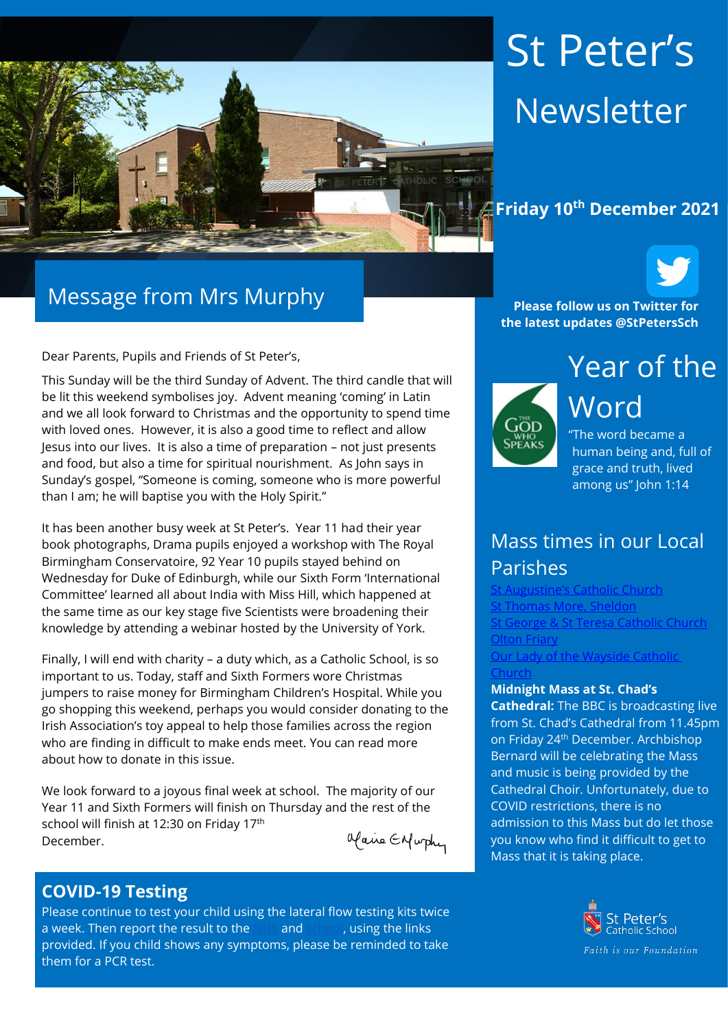# St Peter's Newsletter

**Friday 10th December 2021**

## Message from Mrs Murphy

Dear Parents, Pupils and Friends of St Peter's,

This Sunday will be the third Sunday of Advent. The third candle that will be lit this weekend symbolises joy. Advent meaning 'coming' in Latin and we all look forward to Christmas and the opportunity to spend time with loved ones. However, it is also a good time to reflect and allow Jesus into our lives. It is also a time of preparation – not just presents and food, but also a time for spiritual nourishment. As John says in Sunday's gospel, "Someone is coming, someone who is more powerful than I am; he will baptise you with the Holy Spirit."

It has been another busy week at St Peter's. Year 11 had their year book photographs, Drama pupils enjoyed a workshop with The Royal Birmingham Conservatoire, 92 Year 10 pupils stayed behind on Wednesday for Duke of Edinburgh, while our Sixth Form 'International Committee' learned all about India with Miss Hill, which happened at the same time as our key stage five Scientists were broadening their knowledge by attending a webinar hosted by the University of York.

Finally, I will end with charity – a duty which, as a Catholic School, is so important to us. Today, staff and Sixth Formers wore Christmas jumpers to raise money for Birmingham Children's Hospital. While you go shopping this weekend, perhaps you would consider donating to the Irish Association's toy appeal to help those families across the region who are finding in difficult to make ends meet. You can read more about how to donate in this issue.

We look forward to a joyous final week at school. The majority of our Year 11 and Sixth Formers will finish on Thursday and the rest of the school will finish at 12:30 on Friday 17th December.

Maire E Murphy

## COVID-19 Testing

Please continue to test your child using the lateral flow testing kits twice a week. Then report the result to the NHS and school, using the links provided. If you child shows any symptoms, please be reminded to take them for a PCR test.

**Please follow us on Twitter for the latest updates @StPetersSch**

## Year of the Word

The God Who Speaks

"The word became a human being and, full of grace and truth, lived among us" John 1:14

## Mass times in our Local Parishes

St Augustine's Catholic Church
St Thomas More, Sheldon
St George & St Teresa Catholic Church
Olton Friary
Our Lady of the Wayside Catholic Church

**Midnight Mass at St. Chad's Cathedral:** The BBC is broadcasting live from St. Chad's Cathedral from 11.45pm on Friday 24th December. Archbishop Bernard will be celebrating the Mass and music is being provided by the Cathedral Choir. Unfortunately, due to COVID restrictions, there is no admission to this Mass but do let those you know who find it difficult to get to Mass that it is taking place.

St Peter's Catholic School

*Faith is our Foundation*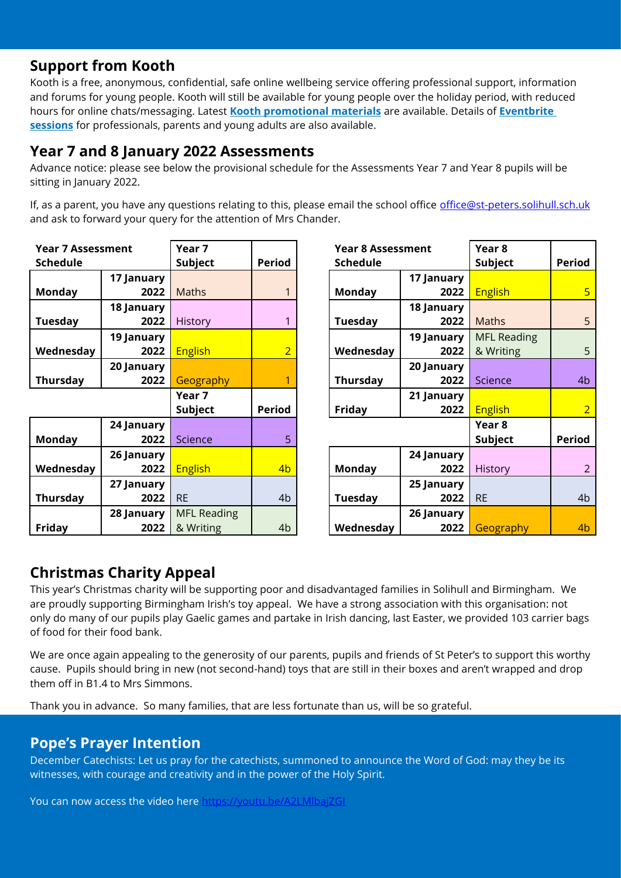## Support from Kooth

Kooth is a free, anonymous, confidential, safe online wellbeing service offering professional support, information and forums for young people. Kooth will still be available for young people over the holiday period, with reduced hours for online chats/messaging. Latest **Kooth promotional materials** are available. Details of **Eventbrite sessions** for professionals, parents and young adults are also available.

## Year 7 and 8 January 2022 Assessments

Advance notice: please see below the provisional schedule for the Assessments Year 7 and Year 8 pupils will be sitting in January 2022.

If, as a parent, you have any questions relating to this, please email the school office office@st-peters.solihull.sch.uk and ask to forward your query for the attention of Mrs Chander.

| Year 7 Assessment Schedule | | Year 7 Subject | Period |
|---|---|---|---|
| Monday | 17 January 2022 | Maths | 1 |
| Tuesday | 18 January 2022 | History | 1 |
| Wednesday | 19 January 2022 | English | 2 |
| Thursday | 20 January 2022 | Geography | 1 |
| | | **Year 7 Subject** | **Period** |
| Monday | 24 January 2022 | Science | 5 |
| Wednesday | 26 January 2022 | English | 4b |
| Thursday | 27 January 2022 | RE | 4b |
| Friday | 28 January 2022 | MFL Reading & Writing | 4b |

| Year 8 Assessment Schedule | | Year 8 Subject | Period |
|---|---|---|---|
| Monday | 17 January 2022 | English | 5 |
| Tuesday | 18 January 2022 | Maths | 5 |
| Wednesday | 19 January 2022 | MFL Reading & Writing | 5 |
| Thursday | 20 January 2022 | Science | 4b |
| Friday | 21 January 2022 | English | 2 |
| | | **Year 8 Subject** | **Period** |
| Monday | 24 January 2022 | History | 2 |
| Tuesday | 25 January 2022 | RE | 4b |
| Wednesday | 26 January 2022 | Geography | 4b |

## Christmas Charity Appeal

This year's Christmas charity will be supporting poor and disadvantaged families in Solihull and Birmingham. We are proudly supporting Birmingham Irish's toy appeal. We have a strong association with this organisation: not only do many of our pupils play Gaelic games and partake in Irish dancing, last Easter, we provided 103 carrier bags of food for their food bank.

We are once again appealing to the generosity of our parents, pupils and friends of St Peter's to support this worthy cause. Pupils should bring in new (not second-hand) toys that are still in their boxes and aren't wrapped and drop them off in B1.4 to Mrs Simmons.

Thank you in advance. So many families, that are less fortunate than us, will be so grateful.

## Pope's Prayer Intention

December Catechists: Let us pray for the catechists, summoned to announce the Word of God: may they be its witnesses, with courage and creativity and in the power of the Holy Spirit.

You can now access the video here https://youtu.be/A2LMlbajZGI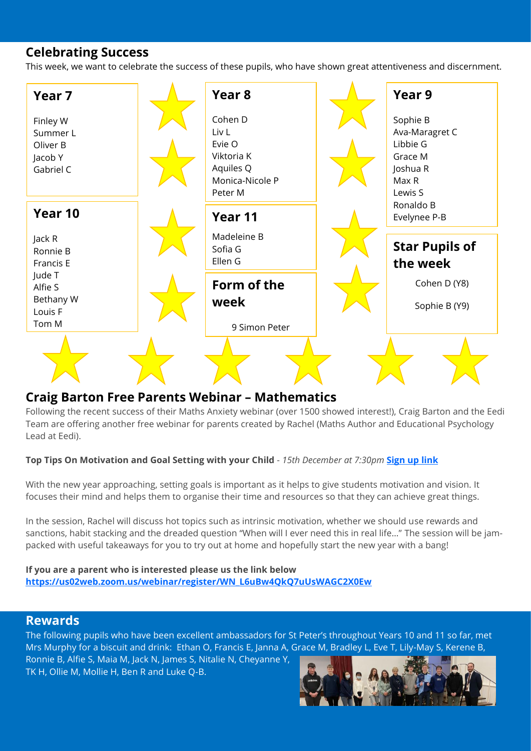## Celebrating Success

This week, we want to celebrate the success of these pupils, who have shown great attentiveness and discernment.

### Year 7

Finley W
Summer L
Oliver B
Jacob Y
Gabriel C

### Year 8

Cohen D
Liv L
Evie O
Viktoria K
Aquiles Q
Monica-Nicole P
Peter M

### Year 9

Sophie B
Ava-Maragret C
Libbie G
Grace M
Joshua R
Max R
Lewis S
Ronaldo B
Evelynee P-B

### Year 10

Jack R
Ronnie B
Francis E
Jude T
Alfie S
Bethany W
Louis F
Tom M

### Year 11

Madeleine B
Sofia G
Ellen G

### Form of the week

9 Simon Peter

### Star Pupils of the week

Cohen D (Y8)

Sophie B (Y9)

## Craig Barton Free Parents Webinar – Mathematics

Following the recent success of their Maths Anxiety webinar (over 1500 showed interest!), Craig Barton and the Eedi Team are offering another free webinar for parents created by Rachel (Maths Author and Educational Psychology Lead at Eedi).

**Top Tips On Motivation and Goal Setting with your Child** - *15th December at 7:30pm* **Sign up link**

With the new year approaching, setting goals is important as it helps to give students motivation and vision. It focuses their mind and helps them to organise their time and resources so that they can achieve great things.

In the session, Rachel will discuss hot topics such as intrinsic motivation, whether we should use rewards and sanctions, habit stacking and the dreaded question "When will I ever need this in real life…" The session will be jam-packed with useful takeaways for you to try out at home and hopefully start the new year with a bang!

**If you are a parent who is interested please us the link below**
**https://us02web.zoom.us/webinar/register/WN_L6uBw4QkQ7uUsWAGC2X0Ew**

## Rewards

The following pupils who have been excellent ambassadors for St Peter's throughout Years 10 and 11 so far, met Mrs Murphy for a biscuit and drink: Ethan O, Francis E, Janna A, Grace M, Bradley L, Eve T, Lily-May S, Kerene B, Ronnie B, Alfie S, Maia M, Jack N, James S, Nitalie N, Cheyanne Y, TK H, Ollie M, Mollie H, Ben R and Luke Q-B.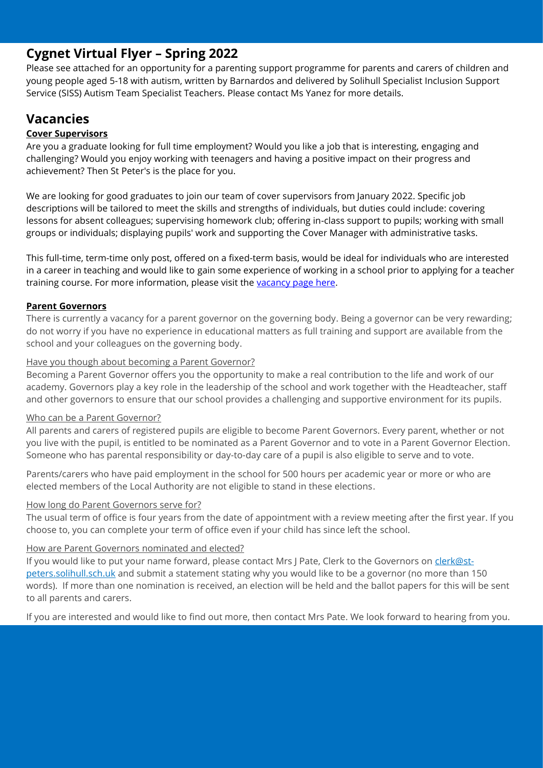## Cygnet Virtual Flyer – Spring 2022

Please see attached for an opportunity for a parenting support programme for parents and carers of children and young people aged 5-18 with autism, written by Barnardos and delivered by Solihull Specialist Inclusion Support Service (SISS) Autism Team Specialist Teachers. Please contact Ms Yanez for more details.

# Vacancies

### Cover Supervisors

Are you a graduate looking for full time employment? Would you like a job that is interesting, engaging and challenging? Would you enjoy working with teenagers and having a positive impact on their progress and achievement? Then St Peter's is the place for you.

We are looking for good graduates to join our team of cover supervisors from January 2022. Specific job descriptions will be tailored to meet the skills and strengths of individuals, but duties could include: covering lessons for absent colleagues; supervising homework club; offering in-class support to pupils; working with small groups or individuals; displaying pupils' work and supporting the Cover Manager with administrative tasks.

This full-time, term-time only post, offered on a fixed-term basis, would be ideal for individuals who are interested in a career in teaching and would like to gain some experience of working in a school prior to applying for a teacher training course. For more information, please visit the vacancy page here.

### Parent Governors

There is currently a vacancy for a parent governor on the governing body. Being a governor can be very rewarding; do not worry if you have no experience in educational matters as full training and support are available from the school and your colleagues on the governing body.

#### Have you though about becoming a Parent Governor?

Becoming a Parent Governor offers you the opportunity to make a real contribution to the life and work of our academy. Governors play a key role in the leadership of the school and work together with the Headteacher, staff and other governors to ensure that our school provides a challenging and supportive environment for its pupils.

#### Who can be a Parent Governor?

All parents and carers of registered pupils are eligible to become Parent Governors. Every parent, whether or not you live with the pupil, is entitled to be nominated as a Parent Governor and to vote in a Parent Governor Election. Someone who has parental responsibility or day-to-day care of a pupil is also eligible to serve and to vote.

Parents/carers who have paid employment in the school for 500 hours per academic year or more or who are elected members of the Local Authority are not eligible to stand in these elections.

#### How long do Parent Governors serve for?

The usual term of office is four years from the date of appointment with a review meeting after the first year. If you choose to, you can complete your term of office even if your child has since left the school.

#### How are Parent Governors nominated and elected?

If you would like to put your name forward, please contact Mrs J Pate, Clerk to the Governors on clerk@st-peters.solihull.sch.uk and submit a statement stating why you would like to be a governor (no more than 150 words). If more than one nomination is received, an election will be held and the ballot papers for this will be sent to all parents and carers.

If you are interested and would like to find out more, then contact Mrs Pate. We look forward to hearing from you.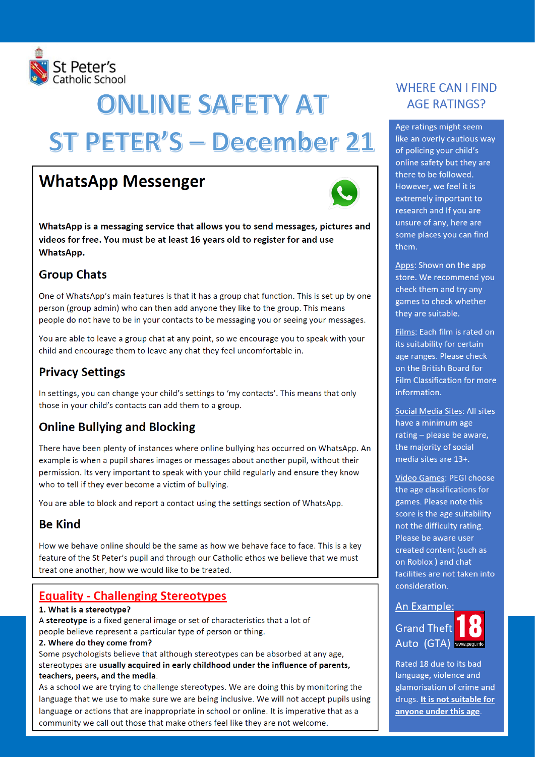St Peter's Catholic School

# ONLINE SAFETY AT ST PETER'S – December 21

## WhatsApp Messenger

**WhatsApp is a messaging service that allows you to send messages, pictures and videos for free. You must be at least 16 years old to register for and use WhatsApp.**

### Group Chats

One of WhatsApp's main features is that it has a group chat function. This is set up by one person (group admin) who can then add anyone they like to the group. This means people do not have to be in your contacts to be messaging you or seeing your messages.

You are able to leave a group chat at any point, so we encourage you to speak with your child and encourage them to leave any chat they feel uncomfortable in.

### Privacy Settings

In settings, you can change your child's settings to 'my contacts'. This means that only those in your child's contacts can add them to a group.

### Online Bullying and Blocking

There have been plenty of instances where online bullying has occurred on WhatsApp. An example is when a pupil shares images or messages about another pupil, without their permission. Its very important to speak with your child regularly and ensure they know who to tell if they ever become a victim of bullying.

You are able to block and report a contact using the settings section of WhatsApp.

### Be Kind

How we behave online should be the same as how we behave face to face. This is a key feature of the St Peter's pupil and through our Catholic ethos we believe that we must treat one another, how we would like to be treated.

## Equality - Challenging Stereotypes

**1. What is a stereotype?**

A **stereotype** is a fixed general image or set of characteristics that a lot of people believe represent a particular type of person or thing.

**2. Where do they come from?**

Some psychologists believe that although stereotypes can be absorbed at any age, stereotypes are **usually acquired in early childhood under the influence of parents, teachers, peers, and the media**.

As a school we are trying to challenge stereotypes. We are doing this by monitoring the language that we use to make sure we are being inclusive. We will not accept pupils using language or actions that are inappropriate in school or online. It is imperative that as a community we call out those that make others feel like they are not welcome.

## WHERE CAN I FIND AGE RATINGS?

Age ratings might seem like an overly cautious way of policing your child's online safety but they are there to be followed. However, we feel it is extremely important to research and If you are unsure of any, here are some places you can find them.

Apps: Shown on the app store. We recommend you check them and try any games to check whether they are suitable.

Films: Each film is rated on its suitability for certain age ranges. Please check on the British Board for Film Classification for more information.

Social Media Sites: All sites have a minimum age rating – please be aware, the majority of social media sites are 13+.

Video Games: PEGI choose the age classifications for games. Please note this score is the age suitability not the difficulty rating. Please be aware user created content (such as on Roblox ) and chat facilities are not taken into consideration.

### An Example:

Grand Theft Auto (GTA)

18 www.pegi.info

Rated 18 due to its bad language, violence and glamorisation of crime and drugs. **It is not suitable for anyone under this age**.